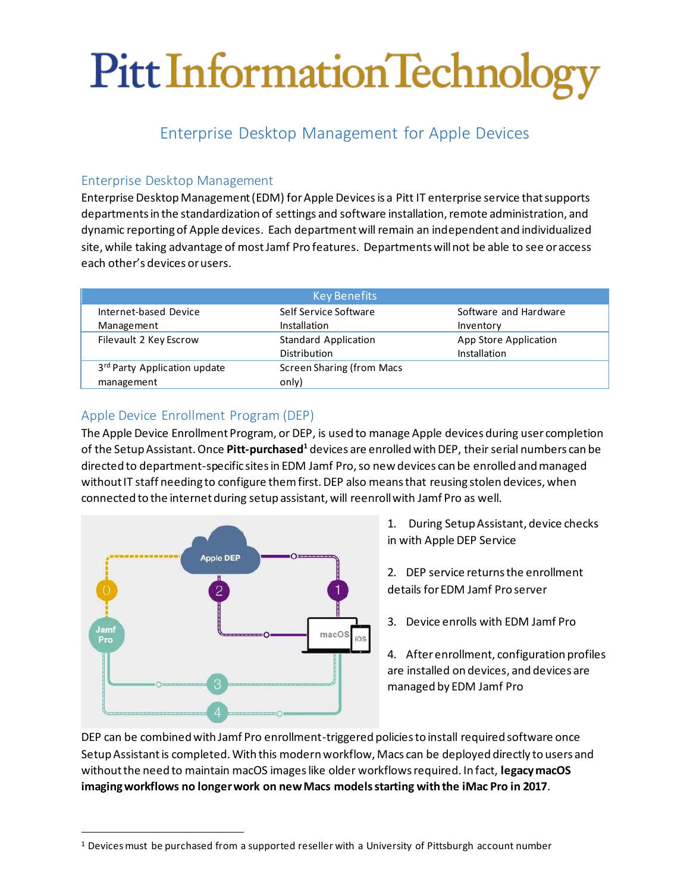# Pitt Information Technology

## Enterprise Desktop Management for Apple Devices

### Enterprise Desktop Management

Enterprise Desktop Management (EDM) for Apple Devices is a Pitt IT enterprise service that supports departments in the standardization of settings and software installation, remote administration, and dynamic reporting of Apple devices. Each department will remain an independent and individualized site, while taking advantage of most Jamf Pro features. Departments will not be able to see or access each other's devices or users.

| Key Benefits | | |
|---|---|---|
| Internet-based Device Management | Self Service Software Installation | Software and Hardware Inventory |
| Filevault 2 Key Escrow | Standard Application Distribution | App Store Application Installation |
| 3rd Party Application update management | Screen Sharing (from Macs only) | |

### Apple Device Enrollment Program (DEP)

The Apple Device Enrollment Program, or DEP, is used to manage Apple devices during user completion of the Setup Assistant. Once **Pitt-purchased**[1] devices are enrolled with DEP, their serial numbers can be directed to department-specific sites in EDM Jamf Pro, so new devices can be enrolled and managed without IT staff needing to configure them first. DEP also means that reusing stolen devices, when connected to the internet during setup assistant, will reenroll with Jamf Pro as well.

1. During Setup Assistant, device checks in with Apple DEP Service
2. DEP service returns the enrollment details for EDM Jamf Pro server
3. Device enrolls with EDM Jamf Pro
4. After enrollment, configuration profiles are installed on devices, and devices are managed by EDM Jamf Pro

DEP can be combined with Jamf Pro enrollment-triggered policies to install required software once Setup Assistant is completed. With this modern workflow, Macs can be deployed directly to users and without the need to maintain macOS images like older workflows required. In fact, **legacy macOS imaging workflows no longer work on new Macs models starting with the iMac Pro in 2017**.

[1] Devices must be purchased from a supported reseller with a University of Pittsburgh account number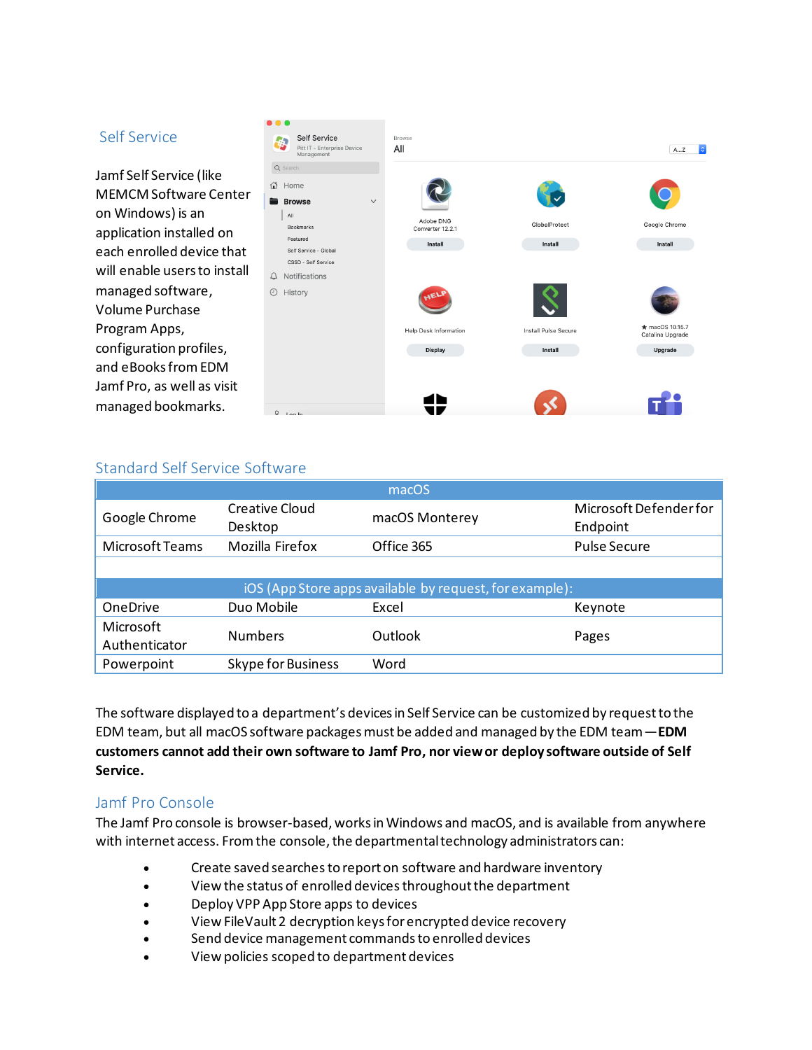## Self Service

Jamf Self Service (like MEMCM Software Center on Windows) is an application installed on each enrolled device that will enable users to install managed software, Volume Purchase Program Apps, configuration profiles, and eBooks from EDM Jamf Pro, as well as visit managed bookmarks.

## Standard Self Service Software

| macOS | | | |
|---|---|---|---|
| Google Chrome | Creative Cloud Desktop | macOS Monterey | Microsoft Defender for Endpoint |
| Microsoft Teams | Mozilla Firefox | Office 365 | Pulse Secure |
| | | | |
| iOS (App Store apps available by request, for example): | | | |
| OneDrive | Duo Mobile | Excel | Keynote |
| Microsoft Authenticator | Numbers | Outlook | Pages |
| Powerpoint | Skype for Business | Word | |

The software displayed to a department's devices in Self Service can be customized by request to the EDM team, but all macOS software packages must be added and managed by the EDM team — **EDM customers cannot add their own software to Jamf Pro, nor view or deploy software outside of Self Service.**

## Jamf Pro Console

The Jamf Pro console is browser-based, works in Windows and macOS, and is available from anywhere with internet access. From the console, the departmental technology administrators can:

- Create saved searches to report on software and hardware inventory
- View the status of enrolled devices throughout the department
- Deploy VPP App Store apps to devices
- View FileVault 2 decryption keys for encrypted device recovery
- Send device management commands to enrolled devices
- View policies scoped to department devices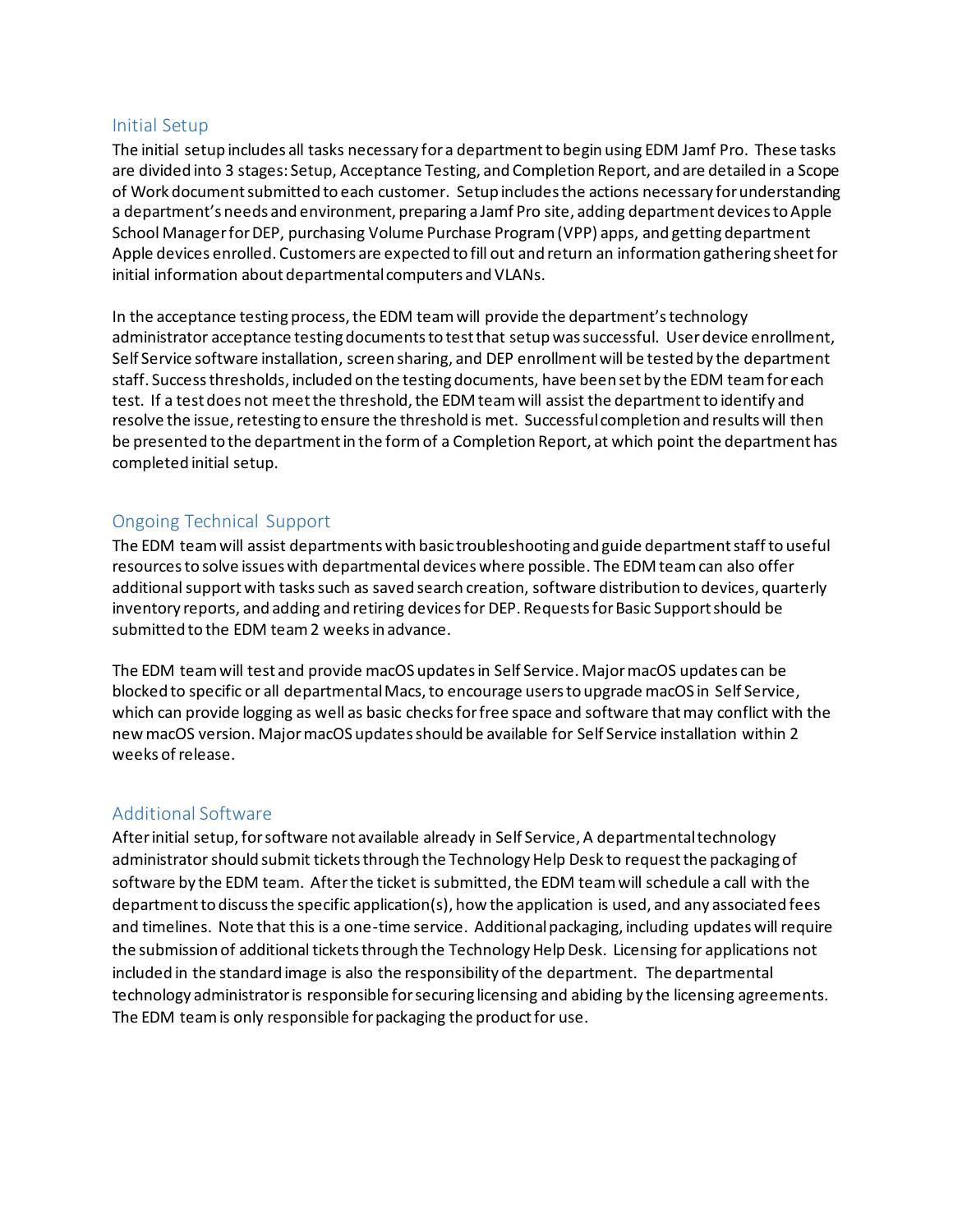## Initial Setup

The initial setup includes all tasks necessary for a department to begin using EDM Jamf Pro. These tasks are divided into 3 stages: Setup, Acceptance Testing, and Completion Report, and are detailed in a Scope of Work document submitted to each customer. Setup includes the actions necessary for understanding a department's needs and environment, preparing a Jamf Pro site, adding department devices to Apple School Manager for DEP, purchasing Volume Purchase Program (VPP) apps, and getting department Apple devices enrolled. Customers are expected to fill out and return an information gathering sheet for initial information about departmental computers and VLANs.

In the acceptance testing process, the EDM team will provide the department's technology administrator acceptance testing documents to test that setup was successful. User device enrollment, Self Service software installation, screen sharing, and DEP enrollment will be tested by the department staff. Success thresholds, included on the testing documents, have been set by the EDM team for each test. If a test does not meet the threshold, the EDM team will assist the department to identify and resolve the issue, retesting to ensure the threshold is met. Successful completion and results will then be presented to the department in the form of a Completion Report, at which point the department has completed initial setup.

## Ongoing Technical Support

The EDM team will assist departments with basic troubleshooting and guide department staff to useful resources to solve issues with departmental devices where possible. The EDM team can also offer additional support with tasks such as saved search creation, software distribution to devices, quarterly inventory reports, and adding and retiring devices for DEP. Requests for Basic Support should be submitted to the EDM team 2 weeks in advance.

The EDM team will test and provide macOS updates in Self Service. Major macOS updates can be blocked to specific or all departmental Macs, to encourage users to upgrade macOS in Self Service, which can provide logging as well as basic checks for free space and software that may conflict with the new macOS version. Major macOS updates should be available for Self Service installation within 2 weeks of release.

## Additional Software

After initial setup, for software not available already in Self Service, A departmental technology administrator should submit tickets through the Technology Help Desk to request the packaging of software by the EDM team. After the ticket is submitted, the EDM team will schedule a call with the department to discuss the specific application(s), how the application is used, and any associated fees and timelines. Note that this is a one-time service. Additional packaging, including updates will require the submission of additional tickets through the Technology Help Desk. Licensing for applications not included in the standard image is also the responsibility of the department. The departmental technology administrator is responsible for securing licensing and abiding by the licensing agreements. The EDM team is only responsible for packaging the product for use.